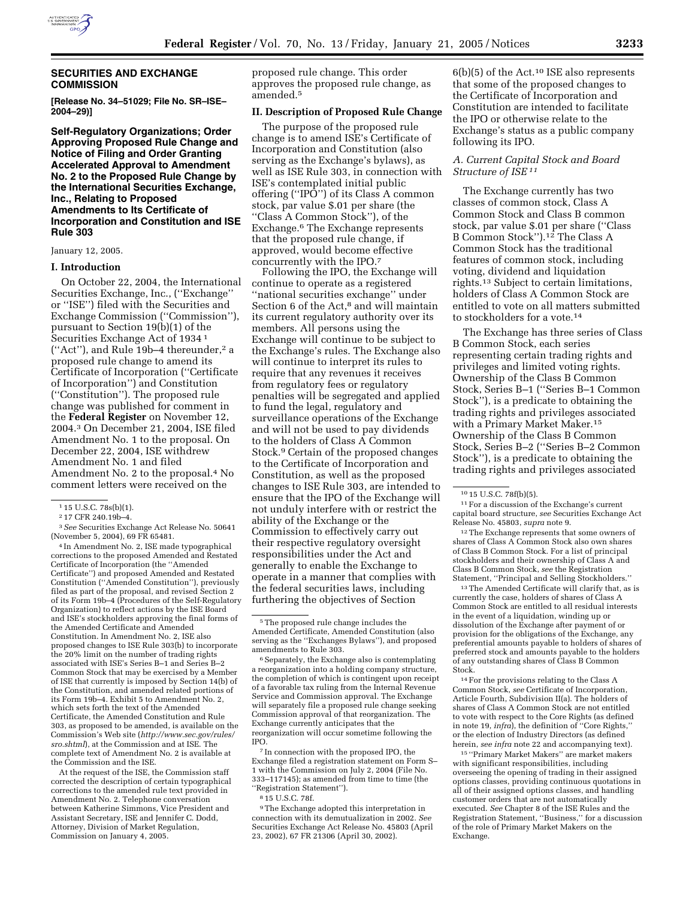## SECURITIES AND EXCHANGE COMMISSION

**[Release No. 34–51029; File No. SR–ISE–2004–29)]**

### Self-Regulatory Organizations; Order Approving Proposed Rule Change and Notice of Filing and Order Granting Accelerated Approval to Amendment No. 2 to the Proposed Rule Change by the International Securities Exchange, Inc., Relating to Proposed Amendments to Its Certificate of Incorporation and Constitution and ISE Rule 303

January 12, 2005.

#### I. Introduction

On October 22, 2004, the International Securities Exchange, Inc., (''Exchange'' or ''ISE'') filed with the Securities and Exchange Commission (''Commission''), pursuant to Section 19(b)(1) of the Securities Exchange Act of 1934 [1] (''Act''), and Rule 19b–4 thereunder,[2] a proposed rule change to amend its Certificate of Incorporation (''Certificate of Incorporation'') and Constitution (''Constitution''). The proposed rule change was published for comment in the **Federal Register** on November 12, 2004.[3] On December 21, 2004, ISE filed Amendment No. 1 to the proposal. On December 22, 2004, ISE withdrew Amendment No. 1 and filed Amendment No. 2 to the proposal.[4] No comment letters were received on the proposed rule change. This order approves the proposed rule change, as amended.[5]

#### II. Description of Proposed Rule Change

The purpose of the proposed rule change is to amend ISE's Certificate of Incorporation and Constitution (also serving as the Exchange's bylaws), as well as ISE Rule 303, in connection with ISE's contemplated initial public offering (''IPO'') of its Class A common stock, par value $.01 per share (the ''Class A Common Stock''), of the Exchange.[6] The Exchange represents that the proposed rule change, if approved, would become effective concurrently with the IPO.[7]

Following the IPO, the Exchange will continue to operate as a registered ''national securities exchange'' under Section 6 of the Act,[8] and will maintain its current regulatory authority over its members. All persons using the Exchange will continue to be subject to the Exchange's rules. The Exchange also will continue to interpret its rules to require that any revenues it receives from regulatory fees or regulatory penalties will be segregated and applied to fund the legal, regulatory and surveillance operations of the Exchange and will not be used to pay dividends to the holders of Class A Common Stock.[9] Certain of the proposed changes to the Certificate of Incorporation and Constitution, as well as the proposed changes to ISE Rule 303, are intended to ensure that the IPO of the Exchange will not unduly interfere with or restrict the ability of the Exchange or the Commission to effectively carry out their respective regulatory oversight responsibilities under the Act and generally to enable the Exchange to operate in a manner that complies with the federal securities laws, including furthering the objectives of Section 6(b)(5) of the Act.[10] ISE also represents that some of the proposed changes to the Certificate of Incorporation and Constitution are intended to facilitate the IPO or otherwise relate to the Exchange's status as a public company following its IPO.

##### *A. Current Capital Stock and Board Structure of ISE* [11]

The Exchange currently has two classes of common stock, Class A Common Stock and Class B common stock, par value $.01 per share (''Class B Common Stock'').[12] The Class A Common Stock has the traditional features of common stock, including voting, dividend and liquidation rights.[13] Subject to certain limitations, holders of Class A Common Stock are entitled to vote on all matters submitted to stockholders for a vote.[14]

The Exchange has three series of Class B Common Stock, each series representing certain trading rights and privileges and limited voting rights. Ownership of the Class B Common Stock, Series B–1 (''Series B–1 Common Stock''), is a predicate to obtaining the trading rights and privileges associated with a Primary Market Maker.[15] Ownership of the Class B Common Stock, Series B–2 (''Series B–2 Common Stock''), is a predicate to obtaining the trading rights and privileges associated

---

[1] 15 U.S.C. 78s(b)(1).

[2] 17 CFR 240.19b–4.

[3] *See* Securities Exchange Act Release No. 50641 (November 5, 2004), 69 FR 65481.

[4] In Amendment No. 2, ISE made typographical corrections to the proposed Amended and Restated Certificate of Incorporation (the ''Amended Certificate'') and proposed Amended and Restated Constitution (''Amended Constitution''), previously filed as part of the proposal, and revised Section 2 of its Form 19b–4 (Procedures of the Self-Regulatory Organization) to reflect actions by the ISE Board and ISE's stockholders approving the final forms of the Amended Certificate and Amended Constitution. In Amendment No. 2, ISE also proposed changes to ISE Rule 303(b) to incorporate the 20% limit on the number of trading rights associated with ISE's Series B–1 and Series B–2 Common Stock that may be exercised by a Member of ISE that currently is imposed by Section 14(b) of the Constitution, and amended related portions of its Form 19b–4. Exhibit 5 to Amendment No. 2, which sets forth the text of the Amended Certificate, the Amended Constitution and Rule 303, as proposed to be amended, is available on the Commission's Web site (*http://www.sec.gov/rules/sro.shtml*), at the Commission and at ISE. The complete text of Amendment No. 2 is available at the Commission and the ISE.

At the request of the ISE, the Commission staff corrected the description of certain typographical corrections to the amended rule text provided in Amendment No. 2. Telephone conversation between Katherine Simmons, Vice President and Assistant Secretary, ISE and Jennifer C. Dodd, Attorney, Division of Market Regulation, Commission on January 4, 2005.

[5] The proposed rule change includes the Amended Certificate, Amended Constitution (also serving as the ''Exchanges Bylaws''), and proposed amendments to Rule 303.

[6] Separately, the Exchange also is contemplating a reorganization into a holding company structure, the completion of which is contingent upon receipt of a favorable tax ruling from the Internal Revenue Service and Commission approval. The Exchange will separately file a proposed rule change seeking Commission approval of that reorganization. The Exchange currently anticipates that the reorganization will occur sometime following the IPO.

[7] In connection with the proposed IPO, the Exchange filed a registration statement on Form S–1 with the Commission on July 2, 2004 (File No. 333–117145); as amended from time to time (the ''Registration Statement'').

[8] 15 U.S.C. 78f.

[9] The Exchange adopted this interpretation in connection with its demutualization in 2002. *See* Securities Exchange Act Release No. 45803 (April 23, 2002), 67 FR 21306 (April 30, 2002).

[10] 15 U.S.C. 78f(b)(5).

[11] For a discussion of the Exchange's current capital board structure, *see* Securities Exchange Act Release No. 45803, *supra* note 9.

[12] The Exchange represents that some owners of shares of Class A Common Stock also own shares of Class B Common Stock. For a list of principal stockholders and their ownership of Class A and Class B Common Stock, *see* the Registration Statement, ''Principal and Selling Stockholders.''

[13] The Amended Certificate will clarify that, as is currently the case, holders of shares of Class A Common Stock are entitled to all residual interests in the event of a liquidation, winding up or dissolution of the Exchange after payment of or provision for the obligations of the Exchange, any preferential amounts payable to holders of shares of preferred stock and amounts payable to the holders of any outstanding shares of Class B Common Stock.

[14] For the provisions relating to the Class A Common Stock, *see* Certificate of Incorporation, Article Fourth, Subdivision II(a). The holders of shares of Class A Common Stock are not entitled to vote with respect to the Core Rights (as defined in note 19, *infra*), the definition of ''Core Rights,'' or the election of Industry Directors (as defined herein, *see infra* note 22 and accompanying text).

[15] ''Primary Market Makers'' are market makers with significant responsibilities, including overseeing the opening of trading in their assigned options classes, providing continuous quotations in all of their assigned options classes, and handling customer orders that are not automatically executed. *See* Chapter 8 of the ISE Rules and the Registration Statement, ''Business,'' for a discussion of the role of Primary Market Makers on the Exchange.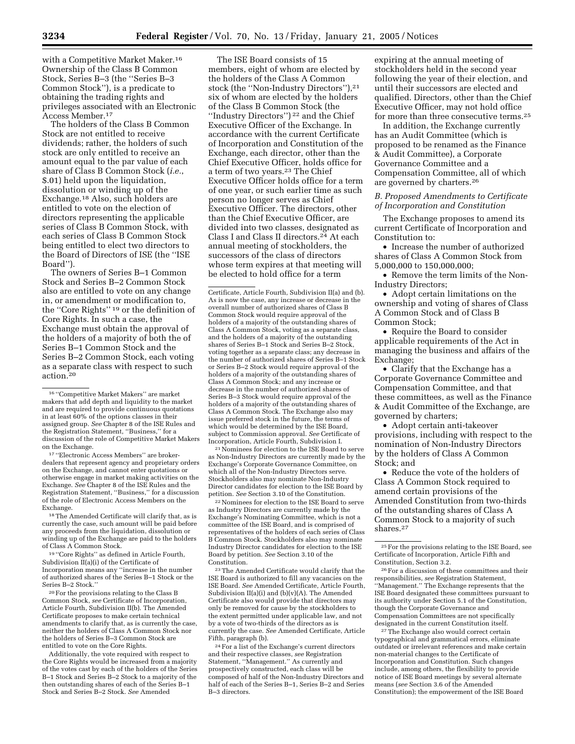with a Competitive Market Maker.[16] Ownership of the Class B Common Stock, Series B–3 (the ''Series B–3 Common Stock''), is a predicate to obtaining the trading rights and privileges associated with an Electronic Access Member.[17]

The holders of the Class B Common Stock are not entitled to receive dividends; rather, the holders of such stock are only entitled to receive an amount equal to the par value of each share of Class B Common Stock (*i.e.*, \$.01) held upon the liquidation, dissolution or winding up of the Exchange.[18] Also, such holders are entitled to vote on the election of directors representing the applicable series of Class B Common Stock, with each series of Class B Common Stock being entitled to elect two directors to the Board of Directors of ISE (the ''ISE Board'').

The owners of Series B–1 Common Stock and Series B–2 Common Stock also are entitled to vote on any change in, or amendment or modification to, the ''Core Rights'' [19] or the definition of Core Rights. In such a case, the Exchange must obtain the approval of the holders of a majority of both the of Series B–1 Common Stock and the Series B–2 Common Stock, each voting as a separate class with respect to such action.[20]

The ISE Board consists of 15 members, eight of whom are elected by the holders of the Class A Common stock (the ''Non-Industry Directors''),[21] six of whom are elected by the holders of the Class B Common Stock (the ''Industry Directors'') [22] and the Chief Executive Officer of the Exchange. In accordance with the current Certificate of Incorporation and Constitution of the Exchange, each director, other than the Chief Executive Officer, holds office for a term of two years.[23] The Chief Executive Officer holds office for a term of one year, or such earlier time as such person no longer serves as Chief Executive Officer. The directors, other than the Chief Executive Officer, are divided into two classes, designated as Class I and Class II directors.[24] At each annual meeting of stockholders, the successors of the class of directors whose term expires at that meeting will be elected to hold office for a term expiring at the annual meeting of stockholders held in the second year following the year of their election, and until their successors are elected and qualified. Directors, other than the Chief Executive Officer, may not hold office for more than three consecutive terms.[25]

In addition, the Exchange currently has an Audit Committee (which is proposed to be renamed as the Finance & Audit Committee), a Corporate Governance Committee and a Compensation Committee, all of which are governed by charters.[26]

### *B. Proposed Amendments to Certificate of Incorporation and Constitution*

The Exchange proposes to amend its current Certificate of Incorporation and Constitution to:

- Increase the number of authorized shares of Class A Common Stock from 5,000,000 to 150,000,000;
- Remove the term limits of the Non-Industry Directors;
- Adopt certain limitations on the ownership and voting of shares of Class A Common Stock and of Class B Common Stock;
- Require the Board to consider applicable requirements of the Act in managing the business and affairs of the Exchange;
- Clarify that the Exchange has a Corporate Governance Committee and Compensation Committee, and that these committees, as well as the Finance & Audit Committee of the Exchange, are governed by charters;
- Adopt certain anti-takeover provisions, including with respect to the nomination of Non-Industry Directors by the holders of Class A Common Stock; and
- Reduce the vote of the holders of Class A Common Stock required to amend certain provisions of the Amended Constitution from two-thirds of the outstanding shares of Class A Common Stock to a majority of such shares.[27]

---

[16] ''Competitive Market Makers'' are market makers that add depth and liquidity to the market and are required to provide continuous quotations in at least 60% of the options classes in their assigned group. *See* Chapter 8 of the ISE Rules and the Registration Statement, ''Business,'' for a discussion of the role of Competitive Market Makers on the Exchange.

[17] ''Electronic Access Members'' are broker-dealers that represent agency and proprietary orders on the Exchange, and cannot enter quotations or otherwise engage in market making activities on the Exchange. *See* Chapter 8 of the ISE Rules and the Registration Statement, ''Business,'' for a discussion of the role of Electronic Access Members on the Exchange.

[18] The Amended Certificate will clarify that, as is currently the case, such amount will be paid before any proceeds from the liquidation, dissolution or winding up of the Exchange are paid to the holders of Class A Common Stock.

[19] ''Core Rights'' as defined in Article Fourth, Subdivision II(a)(i) of the Certificate of Incorporation means any ''increase in the number of authorized shares of the Series B–1 Stock or the Series B–2 Stock.''

[20] For the provisions relating to the Class B Common Stock, *see* Certificate of Incorporation, Article Fourth, Subdivision II(b). The Amended Certificate proposes to make certain technical amendments to clarify that, as is currently the case, neither the holders of Class A Common Stock nor the holders of Series B–3 Common Stock are entitled to vote on the Core Rights.

Additionally, the vote required with respect to the Core Rights would be increased from a majority of the votes cast by each of the holders of the Series B–1 Stock and Series B–2 Stock to a majority of the then outstanding shares of each of the Series B–1 Stock and Series B–2 Stock. *See* Amended Certificate, Article Fourth, Subdivision II(a) and (b). As is now the case, any increase or decrease in the overall number of authorized shares of Class B Common Stock would require approval of the holders of a majority of the outstanding shares of Class A Common Stock, voting as a separate class, and the holders of a majority of the outstanding shares of Series B–1 Stock and Series B–2 Stock, voting together as a separate class; any decrease in the number of authorized shares of Series B–1 Stock or Series B–2 Stock would require approval of the holders of a majority of the outstanding shares of Class A Common Stock; and any increase or decrease in the number of authorized shares of Series B–3 Stock would require approval of the holders of a majority of the outstanding shares of Class A Common Stock. The Exchange also may issue preferred stock in the future, the terms of which would be determined by the ISE Board, subject to Commission approval. *See* Certificate of Incorporation, Article Fourth, Subdivision I.

[21] Nominees for election to the ISE Board to serve as Non-Industry Directors are currently made by the Exchange's Corporate Governance Committee, on which all of the Non-Industry Directors serve. Stockholders also may nominate Non-Industry Director candidates for election to the ISE Board by petition. *See* Section 3.10 of the Constitution.

[22] Nominees for election to the ISE Board to serve as Industry Directors are currently made by the Exchange's Nominating Committee, which is not a committee of the ISE Board, and is comprised of representatives of the holders of each series of Class B Common Stock. Stockholders also may nominate Industry Director candidates for election to the ISE Board by petition. *See* Section 3.10 of the Constitution.

[23] The Amended Certificate would clarify that the ISE Board is authorized to fill any vacancies on the ISE Board. *See* Amended Certificate, Article Fourth, Subdivision II(a)(i) and (b)(v)(A). The Amended Certificate also would provide that directors may only be removed for cause by the stockholders to the extent permitted under applicable law, and not by a vote of two-thirds of the directors as is currently the case. *See* Amended Certificate, Article Fifth, paragraph (b).

[24] For a list of the Exchange's current directors and their respective classes, *see* Registration Statement, ''Management.'' As currently and prospectively constructed, each class will be composed of half of the Non-Industry Directors and half of each of the Series B–1, Series B–2 and Series B–3 directors.

[25] For the provisions relating to the ISE Board, see Certificate of Incorporation, Article Fifth and Constitution, Section 3.2.

[26] For a discussion of these committees and their responsibilities, *see* Registration Statement, ''Management.'' The Exchange represents that the ISE Board designated these committees pursuant to its authority under Section 5.1 of the Constitution, though the Corporate Governance and Compensation Committees are not specifically designated in the current Constitution itself.

[27] The Exchange also would correct certain typographical and grammatical errors, eliminate outdated or irrelevant references and make certain non-material changes to the Certificate of Incorporation and Constitution. Such changes include, among others, the flexibility to provide notice of ISE Board meetings by several alternate means (*see* Section 3.6 of the Amended Constitution); the empowerment of the ISE Board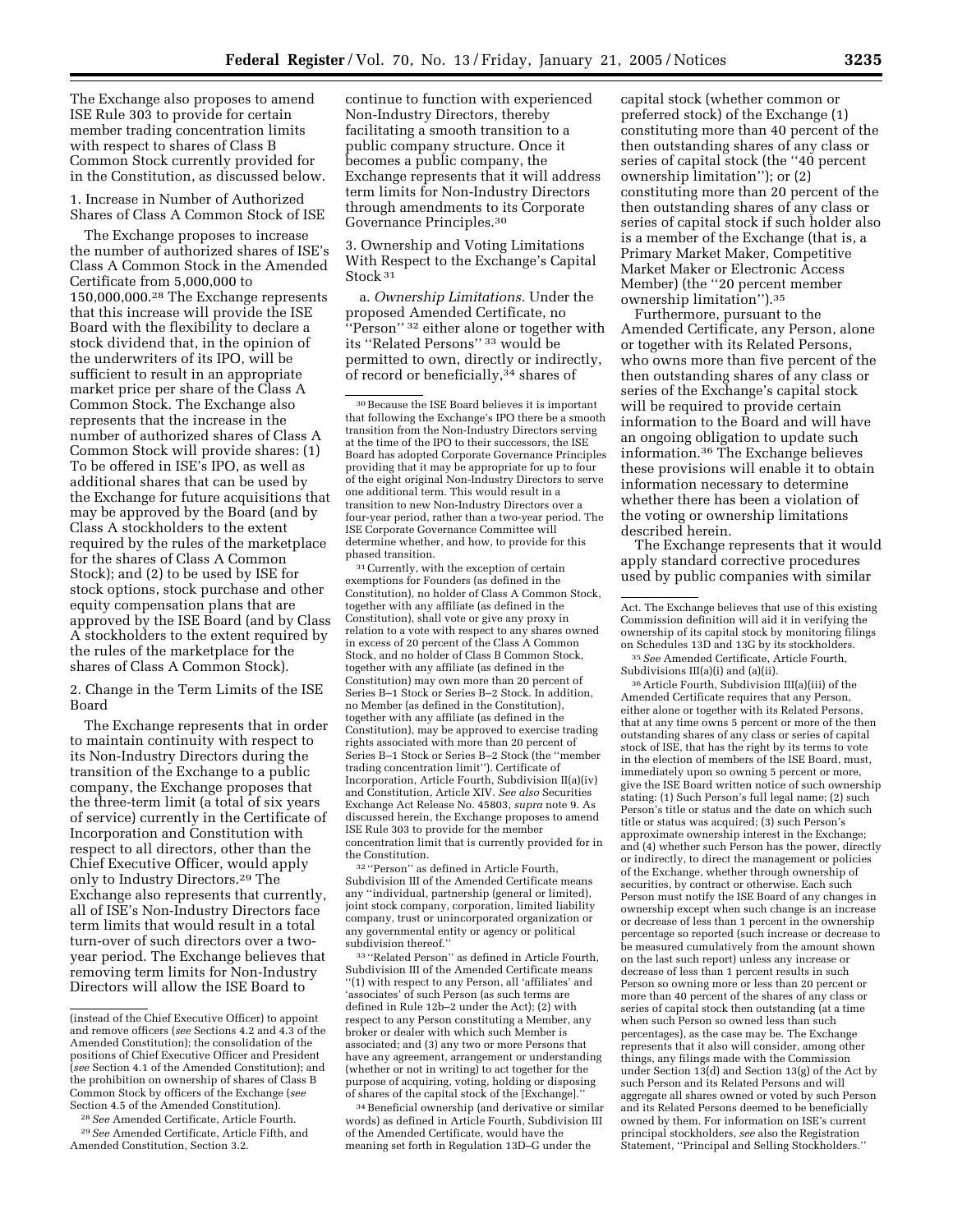The Exchange also proposes to amend ISE Rule 303 to provide for certain member trading concentration limits with respect to shares of Class B Common Stock currently provided for in the Constitution, as discussed below.

1. Increase in Number of Authorized Shares of Class A Common Stock of ISE

The Exchange proposes to increase the number of authorized shares of ISE's Class A Common Stock in the Amended Certificate from 5,000,000 to 150,000,000.[28] The Exchange represents that this increase will provide the ISE Board with the flexibility to declare a stock dividend that, in the opinion of the underwriters of its IPO, will be sufficient to result in an appropriate market price per share of the Class A Common Stock. The Exchange also represents that the increase in the number of authorized shares of Class A Common Stock will provide shares: (1) To be offered in ISE's IPO, as well as additional shares that can be used by the Exchange for future acquisitions that may be approved by the Board (and by Class A stockholders to the extent required by the rules of the marketplace for the shares of Class A Common Stock); and (2) to be used by ISE for stock options, stock purchase and other equity compensation plans that are approved by the ISE Board (and by Class A stockholders to the extent required by the rules of the marketplace for the shares of Class A Common Stock).

2. Change in the Term Limits of the ISE Board

The Exchange represents that in order to maintain continuity with respect to its Non-Industry Directors during the transition of the Exchange to a public company, the Exchange proposes that the three-term limit (a total of six years of service) currently in the Certificate of Incorporation and Constitution with respect to all directors, other than the Chief Executive Officer, would apply only to Industry Directors.[29] The Exchange also represents that currently, all of ISE's Non-Industry Directors face term limits that would result in a total turn-over of such directors over a two-year period. The Exchange believes that removing term limits for Non-Industry Directors will allow the ISE Board to continue to function with experienced Non-Industry Directors, thereby facilitating a smooth transition to a public company structure. Once it becomes a public company, the Exchange represents that it will address term limits for Non-Industry Directors through amendments to its Corporate Governance Principles.[30]

3. Ownership and Voting Limitations With Respect to the Exchange's Capital Stock [31]

a. *Ownership Limitations.* Under the proposed Amended Certificate, no "Person" [32] either alone or together with its "Related Persons" [33] would be permitted to own, directly or indirectly, of record or beneficially,[34] shares of capital stock (whether common or preferred stock) of the Exchange (1) constituting more than 40 percent of the then outstanding shares of any class or series of capital stock (the "40 percent ownership limitation"); or (2) constituting more than 20 percent of the then outstanding shares of any class or series of capital stock if such holder also is a member of the Exchange (that is, a Primary Market Maker, Competitive Market Maker or Electronic Access Member) (the "20 percent member ownership limitation").[35]

Furthermore, pursuant to the Amended Certificate, any Person, alone or together with its Related Persons, who owns more than five percent of the then outstanding shares of any class or series of the Exchange's capital stock will be required to provide certain information to the Board and will have an ongoing obligation to update such information.[36] The Exchange believes these provisions will enable it to obtain information necessary to determine whether there has been a violation of the voting or ownership limitations described herein.

The Exchange represents that it would apply standard corrective procedures used by public companies with similar

---

(instead of the Chief Executive Officer) to appoint and remove officers (*see* Sections 4.2 and 4.3 of the Amended Constitution); the consolidation of the positions of Chief Executive Officer and President (*see* Section 4.1 of the Amended Constitution); and the prohibition on ownership of shares of Class B Common Stock by officers of the Exchange (*see* Section 4.5 of the Amended Constitution).

[28] *See* Amended Certificate, Article Fourth.

[29] *See* Amended Certificate, Article Fifth, and Amended Constitution, Section 3.2.

[30] Because the ISE Board believes it is important that following the Exchange's IPO there be a smooth transition from the Non-Industry Directors serving at the time of the IPO to their successors, the ISE Board has adopted Corporate Governance Principles providing that it may be appropriate for up to four of the eight original Non-Industry Directors to serve one additional term. This would result in a transition to new Non-Industry Directors over a four-year period, rather than a two-year period. The ISE Corporate Governance Committee will determine whether, and how, to provide for this phased transition.

[31] Currently, with the exception of certain exemptions for Founders (as defined in the Constitution), no holder of Class A Common Stock, together with any affiliate (as defined in the Constitution), shall vote or give any proxy in relation to a vote with respect to any shares owned in excess of 20 percent of the Class A Common Stock, and no holder of Class B Common Stock, together with any affiliate (as defined in the Constitution) may own more than 20 percent of Series B–1 Stock or Series B–2 Stock. In addition, no Member (as defined in the Constitution), together with any affiliate (as defined in the Constitution), may be approved to exercise trading rights associated with more than 20 percent of Series B–1 Stock or Series B–2 Stock (the "member trading concentration limit"). Certificate of Incorporation, Article Fourth, Subdivision II(a)(iv) and Constitution, Article XIV. *See also* Securities Exchange Act Release No. 45803, *supra* note 9. As discussed herein, the Exchange proposes to amend ISE Rule 303 to provide for the member concentration limit that is currently provided for in the Constitution.

[32] "Person" as defined in Article Fourth, Subdivision III of the Amended Certificate means any "individual, partnership (general or limited), joint stock company, corporation, limited liability company, trust or unincorporated organization or any governmental entity or agency or political subdivision thereof."

[33] "Related Person" as defined in Article Fourth, Subdivision III of the Amended Certificate means "(1) with respect to any Person, all 'affiliates' and 'associates' of such Person (as such terms are defined in Rule 12b–2 under the Act); (2) with respect to any Person constituting a Member, any broker or dealer with which such Member is associated; and (3) any two or more Persons that have any agreement, arrangement or understanding (whether or not in writing) to act together for the purpose of acquiring, voting, holding or disposing of shares of the capital stock of the [Exchange]."

[34] Beneficial ownership (and derivative or similar words) as defined in Article Fourth, Subdivision III of the Amended Certificate, would have the meaning set forth in Regulation 13D–G under the Act. The Exchange believes that use of this existing Commission definition will aid it in verifying the ownership of its capital stock by monitoring filings on Schedules 13D and 13G by its stockholders.

[35] *See* Amended Certificate, Article Fourth, Subdivisions III(a)(i) and (a)(ii).

[36] Article Fourth, Subdivision III(a)(iii) of the Amended Certificate requires that any Person, either alone or together with its Related Persons, that at any time owns 5 percent or more of the then outstanding shares of any class or series of capital stock of ISE, that has the right by its terms to vote in the election of members of the ISE Board, must, immediately upon so owning 5 percent or more, give the ISE Board written notice of such ownership stating: (1) Such Person's full legal name; (2) such Person's title or status and the date on which such title or status was acquired; (3) such Person's approximate ownership interest in the Exchange; and (4) whether such Person has the power, directly or indirectly, to direct the management or policies of the Exchange, whether through ownership of securities, by contract or otherwise. Each such Person must notify the ISE Board of any changes in ownership except when such change is an increase or decrease of less than 1 percent in the ownership percentage so reported (such increase or decrease to be measured cumulatively from the amount shown on the last such report) unless any increase or decrease of less than 1 percent results in such Person so owning more or less than 20 percent or more than 40 percent of the shares of any class or series of capital stock then outstanding (at a time when such Person so owned less than such percentages), as the case may be. The Exchange represents that it also will consider, among other things, any filings made with the Commission under Section 13(d) and Section 13(g) of the Act by such Person and its Related Persons and will aggregate all shares owned or voted by such Person and its Related Persons deemed to be beneficially owned by them. For information on ISE's current principal stockholders, *see* also the Registration Statement, "Principal and Selling Stockholders."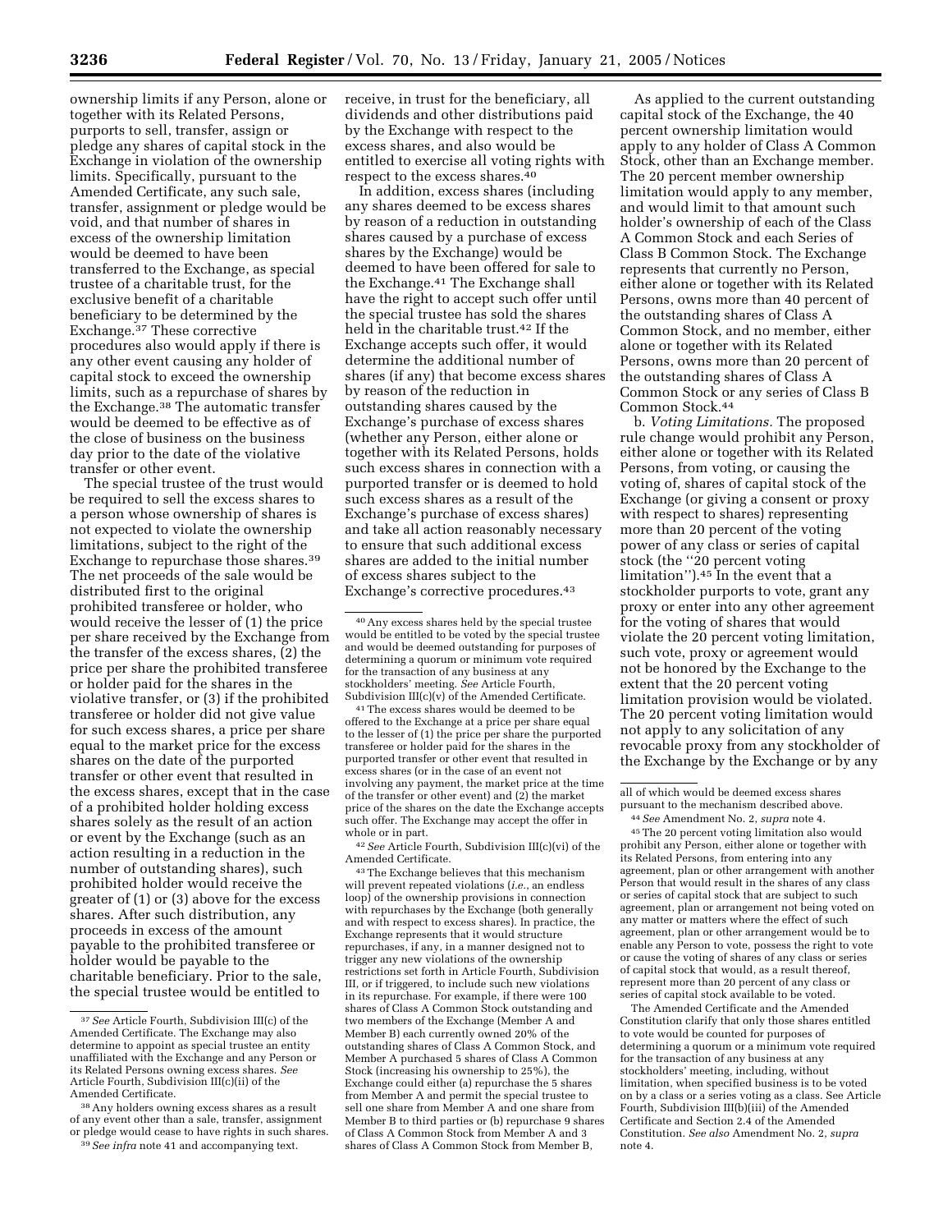ownership limits if any Person, alone or together with its Related Persons, purports to sell, transfer, assign or pledge any shares of capital stock in the Exchange in violation of the ownership limits. Specifically, pursuant to the Amended Certificate, any such sale, transfer, assignment or pledge would be void, and that number of shares in excess of the ownership limitation would be deemed to have been transferred to the Exchange, as special trustee of a charitable trust, for the exclusive benefit of a charitable beneficiary to be determined by the Exchange.[37] These corrective procedures also would apply if there is any other event causing any holder of capital stock to exceed the ownership limits, such as a repurchase of shares by the Exchange.[38] The automatic transfer would be deemed to be effective as of the close of business on the business day prior to the date of the violative transfer or other event.

The special trustee of the trust would be required to sell the excess shares to a person whose ownership of shares is not expected to violate the ownership limitations, subject to the right of the Exchange to repurchase those shares.[39] The net proceeds of the sale would be distributed first to the original prohibited transferee or holder, who would receive the lesser of (1) the price per share received by the Exchange from the transfer of the excess shares, (2) the price per share the prohibited transferee or holder paid for the shares in the violative transfer, or (3) if the prohibited transferee or holder did not give value for such excess shares, a price per share equal to the market price for the excess shares on the date of the purported transfer or other event that resulted in the excess shares, except that in the case of a prohibited holder holding excess shares solely as the result of an action or event by the Exchange (such as an action resulting in a reduction in the number of outstanding shares), such prohibited holder would receive the greater of (1) or (3) above for the excess shares. After such distribution, any proceeds in excess of the amount payable to the prohibited transferee or holder would be payable to the charitable beneficiary. Prior to the sale, the special trustee would be entitled to receive, in trust for the beneficiary, all dividends and other distributions paid by the Exchange with respect to the excess shares, and also would be entitled to exercise all voting rights with respect to the excess shares.[40]

In addition, excess shares (including any shares deemed to be excess shares by reason of a reduction in outstanding shares caused by a purchase of excess shares by the Exchange) would be deemed to have been offered for sale to the Exchange.[41] The Exchange shall have the right to accept such offer until the special trustee has sold the shares held in the charitable trust.[42] If the Exchange accepts such offer, it would determine the additional number of shares (if any) that become excess shares by reason of the reduction in outstanding shares caused by the Exchange's purchase of excess shares (whether any Person, either alone or together with its Related Persons, holds such excess shares in connection with a purported transfer or is deemed to hold such excess shares as a result of the Exchange's purchase of excess shares) and take all action reasonably necessary to ensure that such additional excess shares are added to the initial number of excess shares subject to the Exchange's corrective procedures.[43]

As applied to the current outstanding capital stock of the Exchange, the 40 percent ownership limitation would apply to any holder of Class A Common Stock, other than an Exchange member. The 20 percent member ownership limitation would apply to any member, and would limit to that amount such holder's ownership of each of the Class A Common Stock and each Series of Class B Common Stock. The Exchange represents that currently no Person, either alone or together with its Related Persons, owns more than 40 percent of the outstanding shares of Class A Common Stock, and no member, either alone or together with its Related Persons, owns more than 20 percent of the outstanding shares of Class A Common Stock or any series of Class B Common Stock.[44]

b. *Voting Limitations.* The proposed rule change would prohibit any Person, either alone or together with its Related Persons, from voting, or causing the voting of, shares of capital stock of the Exchange (or giving a consent or proxy with respect to shares) representing more than 20 percent of the voting power of any class or series of capital stock (the "20 percent voting limitation").[45] In the event that a stockholder purports to vote, grant any proxy or enter into any other agreement for the voting of shares that would violate the 20 percent voting limitation, such vote, proxy or agreement would not be honored by the Exchange to the extent that the 20 percent voting limitation provision would be violated. The 20 percent voting limitation would not apply to any solicitation of any revocable proxy from any stockholder of the Exchange by the Exchange or by any

---

[37] *See* Article Fourth, Subdivision III(c) of the Amended Certificate. The Exchange may also determine to appoint as special trustee an entity unaffiliated with the Exchange and any Person or its Related Persons owning excess shares. *See* Article Fourth, Subdivision III(c)(ii) of the Amended Certificate.

[38] Any holders owning excess shares as a result of any event other than a sale, transfer, assignment or pledge would cease to have rights in such shares.

[39] *See infra* note 41 and accompanying text.

[40] Any excess shares held by the special trustee would be entitled to be voted by the special trustee and would be deemed outstanding for purposes of determining a quorum or minimum vote required for the transaction of any business at any stockholders' meeting. *See* Article Fourth, Subdivision III(c)(v) of the Amended Certificate.

[41] The excess shares would be deemed to be offered to the Exchange at a price per share equal to the lesser of (1) the price per share the purported transferee or holder paid for the shares in the purported transfer or other event that resulted in excess shares (or in the case of an event not involving any payment, the market price at the time of the transfer or other event) and (2) the market price of the shares on the date the Exchange accepts such offer. The Exchange may accept the offer in whole or in part.

[42] *See* Article Fourth, Subdivision III(c)(vi) of the Amended Certificate.

[43] The Exchange believes that this mechanism will prevent repeated violations (*i.e.*, an endless loop) of the ownership provisions in connection with repurchases by the Exchange (both generally and with respect to excess shares). In practice, the Exchange represents that it would structure repurchases, if any, in a manner designed not to trigger any new violations of the ownership restrictions set forth in Article Fourth, Subdivision III, or if triggered, to include such new violations in its repurchase. For example, if there were 100 shares of Class A Common Stock outstanding and two members of the Exchange (Member A and Member B) each currently owned 20% of the outstanding shares of Class A Common Stock, and Member A purchased 5 shares of Class A Common Stock (increasing his ownership to 25%), the Exchange could either (a) repurchase the 5 shares from Member A and permit the special trustee to sell one share from Member A and one share from Member B to third parties or (b) repurchase 9 shares of Class A Common Stock from Member A and 3 shares of Class A Common Stock from Member B, all of which would be deemed excess shares pursuant to the mechanism described above.

[44] *See* Amendment No. 2, *supra* note 4.

[45] The 20 percent voting limitation also would prohibit any Person, either alone or together with its Related Persons, from entering into any agreement, plan or other arrangement with another Person that would result in the shares of any class or series of capital stock that are subject to such agreement, plan or arrangement not being voted on any matter or matters where the effect of such agreement, plan or other arrangement would be to enable any Person to vote, possess the right to vote or cause the voting of shares of any class or series of capital stock that would, as a result thereof, represent more than 20 percent of any class or series of capital stock available to be voted.

The Amended Certificate and the Amended Constitution clarify that only those shares entitled to vote would be counted for purposes of determining a quorum or a minimum vote required for the transaction of any business at any stockholders' meeting, including, without limitation, when specified business is to be voted on by a class or a series voting as a class. See Article Fourth, Subdivision III(b)(iii) of the Amended Certificate and Section 2.4 of the Amended Constitution. *See also* Amendment No. 2, *supra* note 4.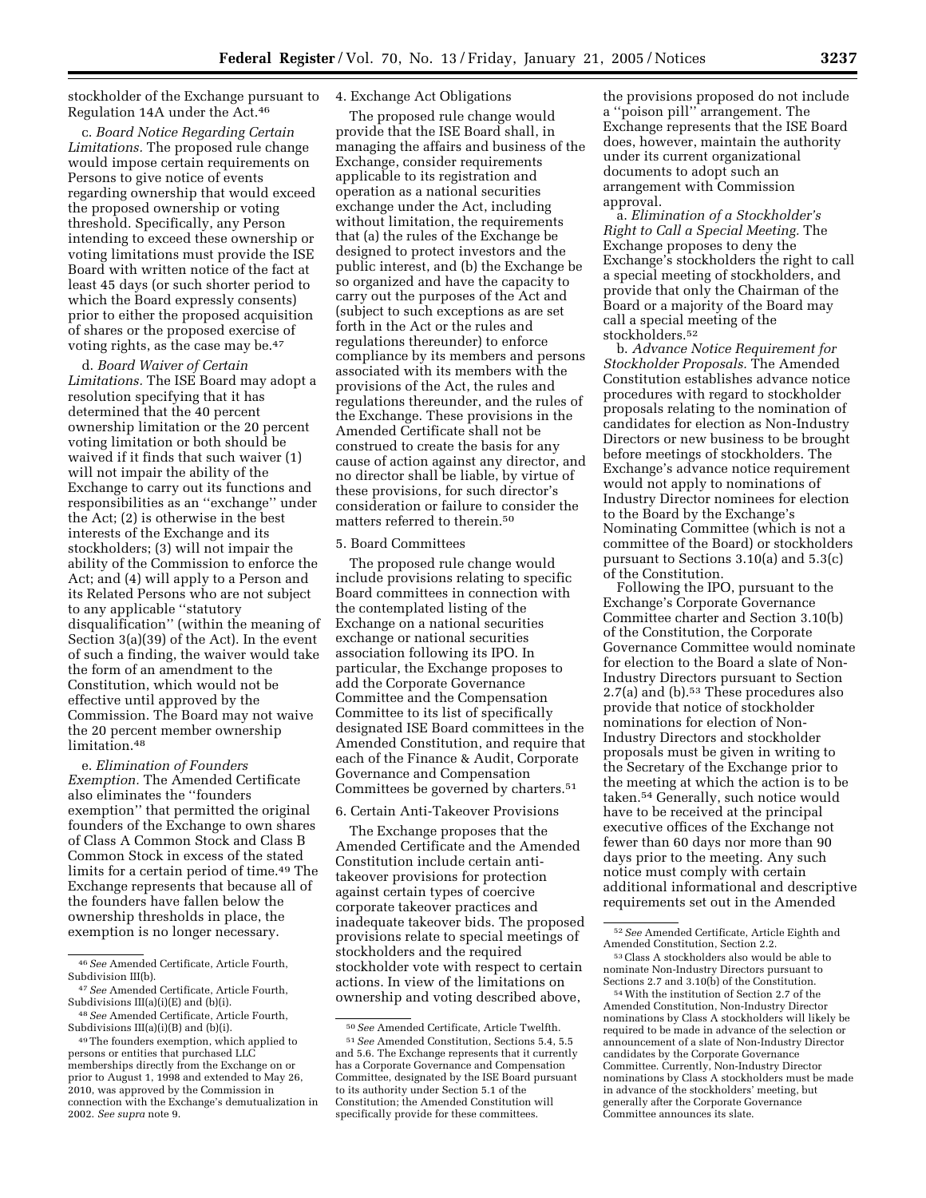stockholder of the Exchange pursuant to Regulation 14A under the Act.[46]

c. *Board Notice Regarding Certain Limitations.* The proposed rule change would impose certain requirements on Persons to give notice of events regarding ownership that would exceed the proposed ownership or voting threshold. Specifically, any Person intending to exceed these ownership or voting limitations must provide the ISE Board with written notice of the fact at least 45 days (or such shorter period to which the Board expressly consents) prior to either the proposed acquisition of shares or the proposed exercise of voting rights, as the case may be.[47]

d. *Board Waiver of Certain Limitations.* The ISE Board may adopt a resolution specifying that it has determined that the 40 percent ownership limitation or the 20 percent voting limitation or both should be waived if it finds that such waiver (1) will not impair the ability of the Exchange to carry out its functions and responsibilities as an ''exchange'' under the Act; (2) is otherwise in the best interests of the Exchange and its stockholders; (3) will not impair the ability of the Commission to enforce the Act; and (4) will apply to a Person and its Related Persons who are not subject to any applicable ''statutory disqualification'' (within the meaning of Section 3(a)(39) of the Act). In the event of such a finding, the waiver would take the form of an amendment to the Constitution, which would not be effective until approved by the Commission. The Board may not waive the 20 percent member ownership limitation.[48]

e. *Elimination of Founders Exemption.* The Amended Certificate also eliminates the ''founders exemption'' that permitted the original founders of the Exchange to own shares of Class A Common Stock and Class B Common Stock in excess of the stated limits for a certain period of time.[49] The Exchange represents that because all of the founders have fallen below the ownership thresholds in place, the exemption is no longer necessary.

4. Exchange Act Obligations

The proposed rule change would provide that the ISE Board shall, in managing the affairs and business of the Exchange, consider requirements applicable to its registration and operation as a national securities exchange under the Act, including without limitation, the requirements that (a) the rules of the Exchange be designed to protect investors and the public interest, and (b) the Exchange be so organized and have the capacity to carry out the purposes of the Act and (subject to such exceptions as are set forth in the Act or the rules and regulations thereunder) to enforce compliance by its members and persons associated with its members with the provisions of the Act, the rules and regulations thereunder, and the rules of the Exchange. These provisions in the Amended Certificate shall not be construed to create the basis for any cause of action against any director, and no director shall be liable, by virtue of these provisions, for such director's consideration or failure to consider the matters referred to therein.[50]

5. Board Committees

The proposed rule change would include provisions relating to specific Board committees in connection with the contemplated listing of the Exchange on a national securities exchange or national securities association following its IPO. In particular, the Exchange proposes to add the Corporate Governance Committee and the Compensation Committee to its list of specifically designated ISE Board committees in the Amended Constitution, and require that each of the Finance & Audit, Corporate Governance and Compensation Committees be governed by charters.[51]

6. Certain Anti-Takeover Provisions

The Exchange proposes that the Amended Certificate and the Amended Constitution include certain anti-takeover provisions for protection against certain types of coercive corporate takeover practices and inadequate takeover bids. The proposed provisions relate to special meetings of stockholders and the required stockholder vote with respect to certain actions. In view of the limitations on ownership and voting described above, the provisions proposed do not include a ''poison pill'' arrangement. The Exchange represents that the ISE Board does, however, maintain the authority under its current organizational documents to adopt such an arrangement with Commission approval.

a. *Elimination of a Stockholder's Right to Call a Special Meeting.* The Exchange proposes to deny the Exchange's stockholders the right to call a special meeting of stockholders, and provide that only the Chairman of the Board or a majority of the Board may call a special meeting of the stockholders.[52]

b. *Advance Notice Requirement for Stockholder Proposals.* The Amended Constitution establishes advance notice procedures with regard to stockholder proposals relating to the nomination of candidates for election as Non-Industry Directors or new business to be brought before meetings of stockholders. The Exchange's advance notice requirement would not apply to nominations of Industry Director nominees for election to the Board by the Exchange's Nominating Committee (which is not a committee of the Board) or stockholders pursuant to Sections 3.10(a) and 5.3(c) of the Constitution.

Following the IPO, pursuant to the Exchange's Corporate Governance Committee charter and Section 3.10(b) of the Constitution, the Corporate Governance Committee would nominate for election to the Board a slate of Non-Industry Directors pursuant to Section 2.7(a) and (b).[53] These procedures also provide that notice of stockholder nominations for election of Non-Industry Directors and stockholder proposals must be given in writing to the Secretary of the Exchange prior to the meeting at which the action is to be taken.[54] Generally, such notice would have to be received at the principal executive offices of the Exchange not fewer than 60 days nor more than 90 days prior to the meeting. Any such notice must comply with certain additional informational and descriptive requirements set out in the Amended

---

[46] *See* Amended Certificate, Article Fourth, Subdivision III(b).

[47] *See* Amended Certificate, Article Fourth, Subdivisions III(a)(i)(E) and (b)(i).

[48] *See* Amended Certificate, Article Fourth, Subdivisions III(a)(i)(B) and (b)(i).

[49] The founders exemption, which applied to persons or entities that purchased LLC memberships directly from the Exchange on or prior to August 1, 1998 and extended to May 26, 2010, was approved by the Commission in connection with the Exchange's demutualization in 2002. *See supra* note 9.

[50] *See* Amended Certificate, Article Twelfth.

[51] *See* Amended Constitution, Sections 5.4, 5.5 and 5.6. The Exchange represents that it currently has a Corporate Governance and Compensation Committee, designated by the ISE Board pursuant to its authority under Section 5.1 of the Constitution; the Amended Constitution will specifically provide for these committees.

[52] *See* Amended Certificate, Article Eighth and Amended Constitution, Section 2.2.

[53] Class A stockholders also would be able to nominate Non-Industry Directors pursuant to Sections 2.7 and 3.10(b) of the Constitution.

[54] With the institution of Section 2.7 of the Amended Constitution, Non-Industry Director nominations by Class A stockholders will likely be required to be made in advance of the selection or announcement of a slate of Non-Industry Director candidates by the Corporate Governance Committee. Currently, Non-Industry Director nominations by Class A stockholders must be made in advance of the stockholders' meeting, but generally after the Corporate Governance Committee announces its slate.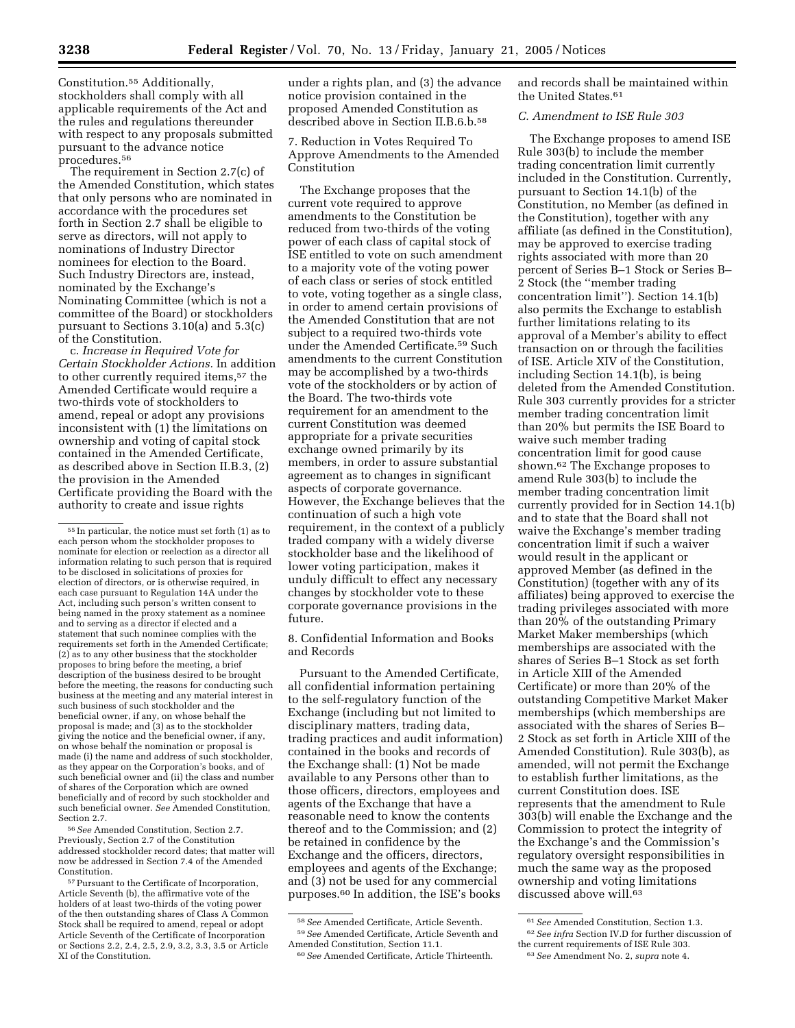Constitution.[55] Additionally, stockholders shall comply with all applicable requirements of the Act and the rules and regulations thereunder with respect to any proposals submitted pursuant to the advance notice procedures.[56]

The requirement in Section 2.7(c) of the Amended Constitution, which states that only persons who are nominated in accordance with the procedures set forth in Section 2.7 shall be eligible to serve as directors, will not apply to nominations of Industry Director nominees for election to the Board. Such Industry Directors are, instead, nominated by the Exchange's Nominating Committee (which is not a committee of the Board) or stockholders pursuant to Sections 3.10(a) and 5.3(c) of the Constitution.

c. *Increase in Required Vote for Certain Stockholder Actions.* In addition to other currently required items,[57] the Amended Certificate would require a two-thirds vote of stockholders to amend, repeal or adopt any provisions inconsistent with (1) the limitations on ownership and voting of capital stock contained in the Amended Certificate, as described above in Section II.B.3, (2) the provision in the Amended Certificate providing the Board with the authority to create and issue rights under a rights plan, and (3) the advance notice provision contained in the proposed Amended Constitution as described above in Section II.B.6.b.[58]

7. Reduction in Votes Required To Approve Amendments to the Amended Constitution

The Exchange proposes that the current vote required to approve amendments to the Constitution be reduced from two-thirds of the voting power of each class of capital stock of ISE entitled to vote on such amendment to a majority vote of the voting power of each class or series of stock entitled to vote, voting together as a single class, in order to amend certain provisions of the Amended Constitution that are not subject to a required two-thirds vote under the Amended Certificate.[59] Such amendments to the current Constitution may be accomplished by a two-thirds vote of the stockholders or by action of the Board. The two-thirds vote requirement for an amendment to the current Constitution was deemed appropriate for a private securities exchange owned primarily by its members, in order to assure substantial agreement as to changes in significant aspects of corporate governance. However, the Exchange believes that the continuation of such a high vote requirement, in the context of a publicly traded company with a widely diverse stockholder base and the likelihood of lower voting participation, makes it unduly difficult to effect any necessary changes by stockholder vote to these corporate governance provisions in the future.

8. Confidential Information and Books and Records

Pursuant to the Amended Certificate, all confidential information pertaining to the self-regulatory function of the Exchange (including but not limited to disciplinary matters, trading data, trading practices and audit information) contained in the books and records of the Exchange shall: (1) Not be made available to any Persons other than to those officers, directors, employees and agents of the Exchange that have a reasonable need to know the contents thereof and to the Commission; and (2) be retained in confidence by the Exchange and the officers, directors, employees and agents of the Exchange; and (3) not be used for any commercial purposes.[60] In addition, the ISE's books and records shall be maintained within the United States.[61]

### C. Amendment to ISE Rule 303

The Exchange proposes to amend ISE Rule 303(b) to include the member trading concentration limit currently included in the Constitution. Currently, pursuant to Section 14.1(b) of the Constitution, no Member (as defined in the Constitution), together with any affiliate (as defined in the Constitution), may be approved to exercise trading rights associated with more than 20 percent of Series B–1 Stock or Series B–2 Stock (the "member trading concentration limit"). Section 14.1(b) also permits the Exchange to establish further limitations relating to its approval of a Member's ability to effect transaction on or through the facilities of ISE. Article XIV of the Constitution, including Section 14.1(b), is being deleted from the Amended Constitution. Rule 303 currently provides for a stricter member trading concentration limit than 20% but permits the ISE Board to waive such member trading concentration limit for good cause shown.[62] The Exchange proposes to amend Rule 303(b) to include the member trading concentration limit currently provided for in Section 14.1(b) and to state that the Board shall not waive the Exchange's member trading concentration limit if such a waiver would result in the applicant or approved Member (as defined in the Constitution) (together with any of its affiliates) being approved to exercise the trading privileges associated with more than 20% of the outstanding Primary Market Maker memberships (which memberships are associated with the shares of Series B–1 Stock as set forth in Article XIII of the Amended Certificate) or more than 20% of the outstanding Competitive Market Maker memberships (which memberships are associated with the shares of Series B–2 Stock as set forth in Article XIII of the Amended Constitution). Rule 303(b), as amended, will not permit the Exchange to establish further limitations, as the current Constitution does. ISE represents that the amendment to Rule 303(b) will enable the Exchange and the Commission to protect the integrity of the Exchange's and the Commission's regulatory oversight responsibilities in much the same way as the proposed ownership and voting limitations discussed above will.[63]

---

[55] In particular, the notice must set forth (1) as to each person whom the stockholder proposes to nominate for election or reelection as a director all information relating to such person that is required to be disclosed in solicitations of proxies for election of directors, or is otherwise required, in each case pursuant to Regulation 14A under the Act, including such person's written consent to being named in the proxy statement as a nominee and to serving as a director if elected and a statement that such nominee complies with the requirements set forth in the Amended Certificate; (2) as to any other business that the stockholder proposes to bring before the meeting, a brief description of the business desired to be brought before the meeting, the reasons for conducting such business at the meeting and any material interest in such business of such stockholder and the beneficial owner, if any, on whose behalf the proposal is made; and (3) as to the stockholder giving the notice and the beneficial owner, if any, on whose behalf the nomination or proposal is made (i) the name and address of such stockholder, as they appear on the Corporation's books, and of such beneficial owner and (ii) the class and number of shares of the Corporation which are owned beneficially and of record by such stockholder and such beneficial owner. *See* Amended Constitution, Section 2.7.

[56] *See* Amended Constitution, Section 2.7. Previously, Section 2.7 of the Constitution addressed stockholder record dates; that matter will now be addressed in Section 7.4 of the Amended Constitution.

[57] Pursuant to the Certificate of Incorporation, Article Seventh (b), the affirmative vote of the holders of at least two-thirds of the voting power of the then outstanding shares of Class A Common Stock shall be required to amend, repeal or adopt Article Seventh of the Certificate of Incorporation or Sections 2.2, 2.4, 2.5, 2.9, 3.2, 3.3, 3.5 or Article XI of the Constitution.

[58] *See* Amended Certificate, Article Seventh.

[59] *See* Amended Certificate, Article Seventh and Amended Constitution, Section 11.1.

[60] *See* Amended Certificate, Article Thirteenth.

[61] *See* Amended Constitution, Section 1.3.

[62] *See infra* Section IV.D for further discussion of the current requirements of ISE Rule 303.

[63] *See* Amendment No. 2, *supra* note 4.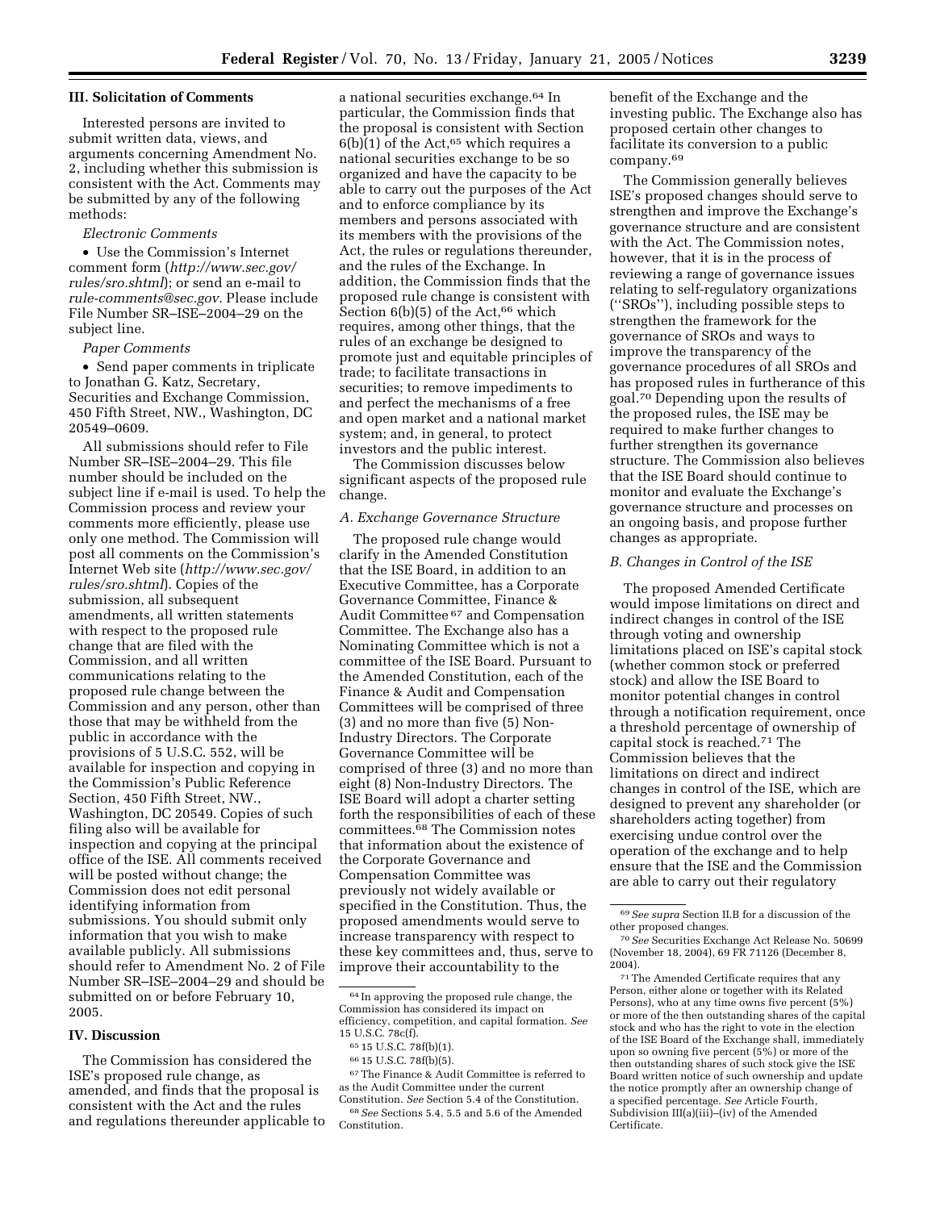### III. Solicitation of Comments

Interested persons are invited to submit written data, views, and arguments concerning Amendment No. 2, including whether this submission is consistent with the Act. Comments may be submitted by any of the following methods:

*Electronic Comments*

- Use the Commission's Internet comment form (*http://www.sec.gov/rules/sro.shtml*); or send an e-mail to *rule-comments@sec.gov*. Please include File Number SR–ISE–2004–29 on the subject line.

*Paper Comments*

- Send paper comments in triplicate to Jonathan G. Katz, Secretary, Securities and Exchange Commission, 450 Fifth Street, NW., Washington, DC 20549–0609.

All submissions should refer to File Number SR–ISE–2004–29. This file number should be included on the subject line if e-mail is used. To help the Commission process and review your comments more efficiently, please use only one method. The Commission will post all comments on the Commission's Internet Web site (*http://www.sec.gov/rules/sro.shtml*). Copies of the submission, all subsequent amendments, all written statements with respect to the proposed rule change that are filed with the Commission, and all written communications relating to the proposed rule change between the Commission and any person, other than those that may be withheld from the public in accordance with the provisions of 5 U.S.C. 552, will be available for inspection and copying in the Commission's Public Reference Section, 450 Fifth Street, NW., Washington, DC 20549. Copies of such filing also will be available for inspection and copying at the principal office of the ISE. All comments received will be posted without change; the Commission does not edit personal identifying information from submissions. You should submit only information that you wish to make available publicly. All submissions should refer to Amendment No. 2 of File Number SR–ISE–2004–29 and should be submitted on or before February 10, 2005.

### IV. Discussion

The Commission has considered the ISE's proposed rule change, as amended, and finds that the proposal is consistent with the Act and the rules and regulations thereunder applicable to a national securities exchange.[64] In particular, the Commission finds that the proposal is consistent with Section 6(b)(1) of the Act,[65] which requires a national securities exchange to be so organized and have the capacity to be able to carry out the purposes of the Act and to enforce compliance by its members and persons associated with its members with the provisions of the Act, the rules or regulations thereunder, and the rules of the Exchange. In addition, the Commission finds that the proposed rule change is consistent with Section 6(b)(5) of the Act,[66] which requires, among other things, that the rules of an exchange be designed to promote just and equitable principles of trade; to facilitate transactions in securities; to remove impediments to and perfect the mechanisms of a free and open market and a national market system; and, in general, to protect investors and the public interest.

The Commission discusses below significant aspects of the proposed rule change.

#### *A. Exchange Governance Structure*

The proposed rule change would clarify in the Amended Constitution that the ISE Board, in addition to an Executive Committee, has a Corporate Governance Committee, Finance & Audit Committee[67] and Compensation Committee. The Exchange also has a Nominating Committee which is not a committee of the ISE Board. Pursuant to the Amended Constitution, each of the Finance & Audit and Compensation Committees will be comprised of three (3) and no more than five (5) Non-Industry Directors. The Corporate Governance Committee will be comprised of three (3) and no more than eight (8) Non-Industry Directors. The ISE Board will adopt a charter setting forth the responsibilities of each of these committees.[68] The Commission notes that information about the existence of the Corporate Governance and Compensation Committee was previously not widely available or specified in the Constitution. Thus, the proposed amendments would serve to increase transparency with respect to these key committees and, thus, serve to improve their accountability to the benefit of the Exchange and the investing public. The Exchange also has proposed certain other changes to facilitate its conversion to a public company.[69]

The Commission generally believes ISE's proposed changes should serve to strengthen and improve the Exchange's governance structure and are consistent with the Act. The Commission notes, however, that it is in the process of reviewing a range of governance issues relating to self-regulatory organizations (''SROs''), including possible steps to strengthen the framework for the governance of SROs and ways to improve the transparency of the governance procedures of all SROs and has proposed rules in furtherance of this goal.[70] Depending upon the results of the proposed rules, the ISE may be required to make further changes to further strengthen its governance structure. The Commission also believes that the ISE Board should continue to monitor and evaluate the Exchange's governance structure and processes on an ongoing basis, and propose further changes as appropriate.

#### *B. Changes in Control of the ISE*

The proposed Amended Certificate would impose limitations on direct and indirect changes in control of the ISE through voting and ownership limitations placed on ISE's capital stock (whether common stock or preferred stock) and allow the ISE Board to monitor potential changes in control through a notification requirement, once a threshold percentage of ownership of capital stock is reached.[71] The Commission believes that the limitations on direct and indirect changes in control of the ISE, which are designed to prevent any shareholder (or shareholders acting together) from exercising undue control over the operation of the exchange and to help ensure that the ISE and the Commission are able to carry out their regulatory

---

[64] In approving the proposed rule change, the Commission has considered its impact on efficiency, competition, and capital formation. *See* 15 U.S.C. 78c(f).

[65] 15 U.S.C. 78f(b)(1).

[66] 15 U.S.C. 78f(b)(5).

[67] The Finance & Audit Committee is referred to as the Audit Committee under the current Constitution. *See* Section 5.4 of the Constitution.

[68] *See* Sections 5.4, 5.5 and 5.6 of the Amended Constitution.

[69] *See supra* Section II.B for a discussion of the other proposed changes.

[70] *See* Securities Exchange Act Release No. 50699 (November 18, 2004), 69 FR 71126 (December 8, 2004).

[71] The Amended Certificate requires that any Person, either alone or together with its Related Persons), who at any time owns five percent (5%) or more of the then outstanding shares of the capital stock and who has the right to vote in the election of the ISE Board of the Exchange shall, immediately upon so owning five percent (5%) or more of the then outstanding shares of such stock give the ISE Board written notice of such ownership and update the notice promptly after an ownership change of a specified percentage. *See* Article Fourth, Subdivision III(a)(iii)–(iv) of the Amended Certificate.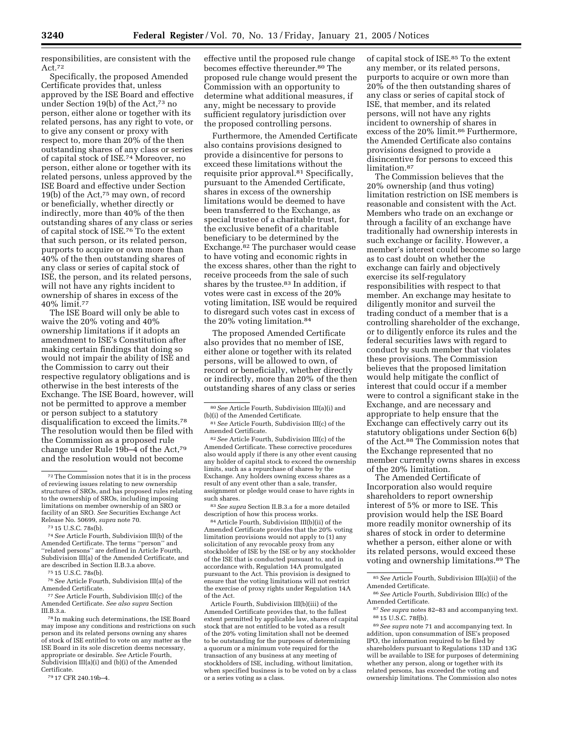responsibilities, are consistent with the Act.[72]

Specifically, the proposed Amended Certificate provides that, unless approved by the ISE Board and effective under Section 19(b) of the Act,[73] no person, either alone or together with its related persons, has any right to vote, or to give any consent or proxy with respect to, more than 20% of the then outstanding shares of any class or series of capital stock of ISE.[74] Moreover, no person, either alone or together with its related persons, unless approved by the ISE Board and effective under Section 19(b) of the Act,[75] may own, of record or beneficially, whether directly or indirectly, more than 40% of the then outstanding shares of any class or series of capital stock of ISE.[76] To the extent that such person, or its related person, purports to acquire or own more than 40% of the then outstanding shares of any class or series of capital stock of ISE, the person, and its related persons, will not have any rights incident to ownership of shares in excess of the 40% limit.[77]

The ISE Board will only be able to waive the 20% voting and 40% ownership limitations if it adopts an amendment to ISE's Constitution after making certain findings that doing so would not impair the ability of ISE and the Commission to carry out their respective regulatory obligations and is otherwise in the best interests of the Exchange. The ISE Board, however, will not be permitted to approve a member or person subject to a statutory disqualification to exceed the limits.[78] The resolution would then be filed with the Commission as a proposed rule change under Rule 19b–4 of the Act,[79] and the resolution would not become effective until the proposed rule change becomes effective thereunder.[80] The proposed rule change would present the Commission with an opportunity to determine what additional measures, if any, might be necessary to provide sufficient regulatory jurisdiction over the proposed controlling persons.

Furthermore, the Amended Certificate also contains provisions designed to provide a disincentive for persons to exceed these limitations without the requisite prior approval.[81] Specifically, pursuant to the Amended Certificate, shares in excess of the ownership limitations would be deemed to have been transferred to the Exchange, as special trustee of a charitable trust, for the exclusive benefit of a charitable beneficiary to be determined by the Exchange.[82] The purchaser would cease to have voting and economic rights in the excess shares, other than the right to receive proceeds from the sale of such shares by the trustee.[83] In addition, if votes were cast in excess of the 20% voting limitation, ISE would be required to disregard such votes cast in excess of the 20% voting limitation.[84]

The proposed Amended Certificate also provides that no member of ISE, either alone or together with its related persons, will be allowed to own, of record or beneficially, whether directly or indirectly, more than 20% of the then outstanding shares of any class or series of capital stock of ISE.[85] To the extent any member, or its related persons, purports to acquire or own more than 20% of the then outstanding shares of any class or series of capital stock of ISE, that member, and its related persons, will not have any rights incident to ownership of shares in excess of the 20% limit.[86] Furthermore, the Amended Certificate also contains provisions designed to provide a disincentive for persons to exceed this limitation.[87]

The Commission believes that the 20% ownership (and thus voting) limitation restriction on ISE members is reasonable and consistent with the Act. Members who trade on an exchange or through a facility of an exchange have traditionally had ownership interests in such exchange or facility. However, a member's interest could become so large as to cast doubt on whether the exchange can fairly and objectively exercise its self-regulatory responsibilities with respect to that member. An exchange may hesitate to diligently monitor and surveil the trading conduct of a member that is a controlling shareholder of the exchange, or to diligently enforce its rules and the federal securities laws with regard to conduct by such member that violates these provisions. The Commission believes that the proposed limitation would help mitigate the conflict of interest that could occur if a member were to control a significant stake in the Exchange, and are necessary and appropriate to help ensure that the Exchange can effectively carry out its statutory obligations under Section 6(b) of the Act.[88] The Commission notes that the Exchange represented that no member currently owns shares in excess of the 20% limitation.

The Amended Certificate of Incorporation also would require shareholders to report ownership interest of 5% or more to ISE. This provision would help the ISE Board more readily monitor ownership of its shares of stock in order to determine whether a person, either alone or with its related persons, would exceed these voting and ownership limitations.[89] The

---

[72] The Commission notes that it is in the process of reviewing issues relating to new ownership structures of SROs, and has proposed rules relating to the ownership of SROs, including imposing limitations on member ownership of an SRO or facility of an SRO. *See* Securities Exchange Act Release No. 50699, *supra* note 70.

[73] 15 U.S.C. 78s(b).

[74] *See* Article Fourth, Subdivision III(b) of the Amended Certificate. The terms "person" and "related persons" are defined in Article Fourth, Subdivision III(a) of the Amended Certificate, and are described in Section II.B.3.a above.

[75] 15 U.S.C. 78s(b).

[76] *See* Article Fourth, Subdivision III(a) of the Amended Certificate.

[77] *See* Article Fourth, Subdivision III(c) of the Amended Certificate. *See also supra* Section III.B.3.a.

[78] In making such determinations, the ISE Board may impose any conditions and restrictions on such person and its related persons owning any shares of stock of ISE entitled to vote on any matter as the ISE Board in its sole discretion deems necessary, appropriate or desirable. *See* Article Fourth, Subdivision III(a)(i) and (b)(i) of the Amended Certificate.

[79] 17 CFR 240.19b–4.

[80] *See* Article Fourth, Subdivision III(a)(i) and (b)(i) of the Amended Certificate.

[81] *See* Article Fourth, Subdivision III(c) of the Amended Certificate.

[82] *See* Article Fourth, Subdivision III(c) of the Amended Certificate. These corrective procedures also would apply if there is any other event causing any holder of capital stock to exceed the ownership limits, such as a repurchase of shares by the Exchange. Any holders owning excess shares as a result of any event other than a sale, transfer, assignment or pledge would cease to have rights in such shares.

[83] *See supra* Section II.B.3.a for a more detailed description of how this process works.

[84] Article Fourth, Subdivision III(b)(ii) of the Amended Certificate provides that the 20% voting limitation provisions would not apply to (1) any solicitation of any revocable proxy from any stockholder of ISE by the ISE or by any stockholder of the ISE that is conducted pursuant to, and in accordance with, Regulation 14A promulgated pursuant to the Act. This provision is designed to ensure that the voting limitations will not restrict the exercise of proxy rights under Regulation 14A of the Act.

Article Fourth, Subdivision III(b)(iii) of the Amended Certificate provides that, to the fullest extent permitted by applicable law, shares of capital stock that are not entitled to be voted as a result of the 20% voting limitation shall not be deemed to be outstanding for the purposes of determining a quorum or a minimum vote required for the transaction of any business at any meeting of stockholders of ISE, including, without limitation, when specified business is to be voted on by a class or a series voting as a class.

[85] *See* Article Fourth, Subdivision III(a)(ii) of the Amended Certificate.

[86] *See* Article Fourth, Subdivision III(c) of the Amended Certificate.

[87] *See supra* notes 82–83 and accompanying text.

[88] 15 U.S.C. 78f(b).

[89] *See supra* note 71 and accompanying text. In addition, upon consummation of ISE's proposed IPO, the information required to be filed by shareholders pursuant to Regulations 13D and 13G will be available to ISE for purposes of determining whether any person, along or together with its related persons, has exceeded the voting and ownership limitations. The Commission also notes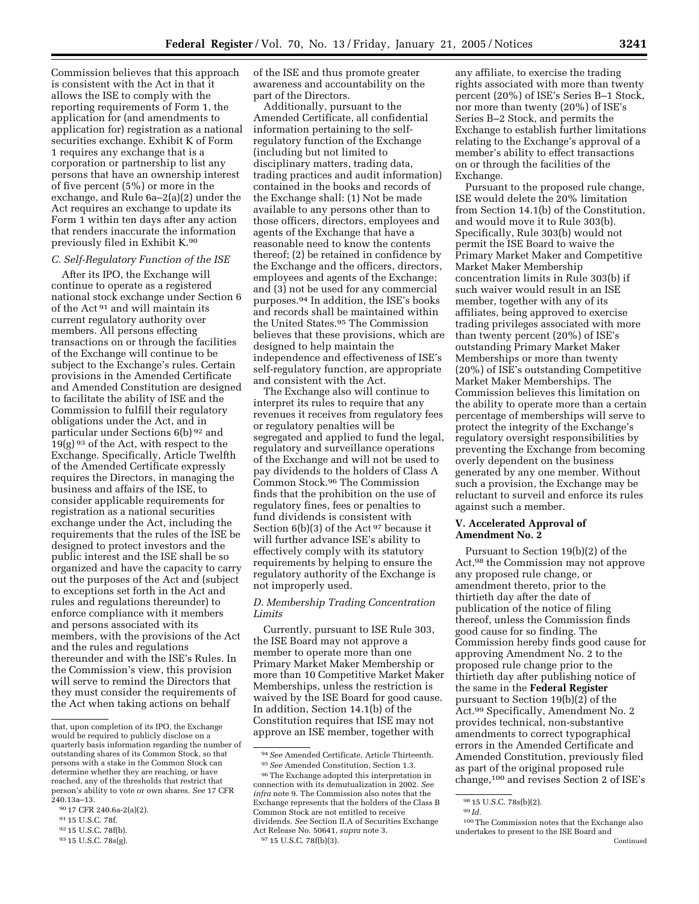Commission believes that this approach is consistent with the Act in that it allows the ISE to comply with the reporting requirements of Form 1, the application for (and amendments to application for) registration as a national securities exchange. Exhibit K of Form 1 requires any exchange that is a corporation or partnership to list any persons that have an ownership interest of five percent (5%) or more in the exchange, and Rule 6a–2(a)(2) under the Act requires an exchange to update its Form 1 within ten days after any action that renders inaccurate the information previously filed in Exhibit K.[90]

### C. Self-Regulatory Function of the ISE

After its IPO, the Exchange will continue to operate as a registered national stock exchange under Section 6 of the Act[91] and will maintain its current regulatory authority over members. All persons effecting transactions on or through the facilities of the Exchange will continue to be subject to the Exchange's rules. Certain provisions in the Amended Certificate and Amended Constitution are designed to facilitate the ability of ISE and the Commission to fulfill their regulatory obligations under the Act, and in particular under Sections 6(b)[92] and 19(g)[93] of the Act, with respect to the Exchange. Specifically, Article Twelfth of the Amended Certificate expressly requires the Directors, in managing the business and affairs of the ISE, to consider applicable requirements for registration as a national securities exchange under the Act, including the requirements that the rules of the ISE be designed to protect investors and the public interest and the ISE shall be so organized and have the capacity to carry out the purposes of the Act and (subject to exceptions set forth in the Act and rules and regulations thereunder) to enforce compliance with it members and persons associated with its members, with the provisions of the Act and the rules and regulations thereunder and with the ISE's Rules. In the Commission's view, this provision will serve to remind the Directors that they must consider the requirements of the Act when taking actions on behalf of the ISE and thus promote greater awareness and accountability on the part of the Directors.

Additionally, pursuant to the Amended Certificate, all confidential information pertaining to the self-regulatory function of the Exchange (including but not limited to disciplinary matters, trading data, trading practices and audit information) contained in the books and records of the Exchange shall: (1) Not be made available to any persons other than to those officers, directors, employees and agents of the Exchange that have a reasonable need to know the contents thereof; (2) be retained in confidence by the Exchange and the officers, directors, employees and agents of the Exchange; and (3) not be used for any commercial purposes.[94] In addition, the ISE's books and records shall be maintained within the United States.[95] The Commission believes that these provisions, which are designed to help maintain the independence and effectiveness of ISE's self-regulatory function, are appropriate and consistent with the Act.

The Exchange also will continue to interpret its rules to require that any revenues it receives from regulatory fees or regulatory penalties will be segregated and applied to fund the legal, regulatory and surveillance operations of the Exchange and will not be used to pay dividends to the holders of Class A Common Stock.[96] The Commission finds that the prohibition on the use of regulatory fines, fees or penalties to fund dividends is consistent with Section 6(b)(3) of the Act[97] because it will further advance ISE's ability to effectively comply with its statutory requirements by helping to ensure the regulatory authority of the Exchange is not improperly used.

### D. Membership Trading Concentration Limits

Currently, pursuant to ISE Rule 303, the ISE Board may not approve a member to operate more than one Primary Market Maker Membership or more than 10 Competitive Market Maker Memberships, unless the restriction is waived by the ISE Board for good cause. In addition, Section 14.1(b) of the Constitution requires that ISE may not approve an ISE member, together with any affiliate, to exercise the trading rights associated with more than twenty percent (20%) of ISE's Series B–1 Stock, nor more than twenty (20%) of ISE's Series B–2 Stock, and permits the Exchange to establish further limitations relating to the Exchange's approval of a member's ability to effect transactions on or through the facilities of the Exchange.

Pursuant to the proposed rule change, ISE would delete the 20% limitation from Section 14.1(b) of the Constitution, and would move it to Rule 303(b). Specifically, Rule 303(b) would not permit the ISE Board to waive the Primary Market Maker and Competitive Market Maker Membership concentration limits in Rule 303(b) if such waiver would result in an ISE member, together with any of its affiliates, being approved to exercise trading privileges associated with more than twenty percent (20%) of ISE's outstanding Primary Market Maker Memberships or more than twenty (20%) of ISE's outstanding Competitive Market Maker Memberships. The Commission believes this limitation on the ability to operate more than a certain percentage of memberships will serve to protect the integrity of the Exchange's regulatory oversight responsibilities by preventing the Exchange from becoming overly dependent on the business generated by any one member. Without such a provision, the Exchange may be reluctant to surveil and enforce its rules against such a member.

## V. Accelerated Approval of Amendment No. 2

Pursuant to Section 19(b)(2) of the Act,[98] the Commission may not approve any proposed rule change, or amendment thereto, prior to the thirtieth day after the date of publication of the notice of filing thereof, unless the Commission finds good cause for so finding. The Commission hereby finds good cause for approving Amendment No. 2 to the proposed rule change prior to the thirtieth day after publishing notice of the same in the **Federal Register** pursuant to Section 19(b)(2) of the Act.[99] Specifically, Amendment No. 2 provides technical, non-substantive amendments to correct typographical errors in the Amended Certificate and Amended Constitution, previously filed as part of the original proposed rule change,[100] and revises Section 2 of ISE's

---

that, upon completion of its IPO, the Exchange would be required to publicly disclose on a quarterly basis information regarding the number of outstanding shares of its Common Stock, so that persons with a stake in the Common Stock can determine whether they are reaching, or have reached, any of the thresholds that restrict that person's ability to vote or own shares. *See* 17 CFR 240.13a–13.

[90] 17 CFR 240.6a–2(a)(2).

[91] 15 U.S.C. 78f.

[92] 15 U.S.C. 78f(b).

[93] 15 U.S.C. 78s(g).

[94] *See* Amended Certificate, Article Thirteenth.

[95] *See* Amended Constitution, Section 1.3.

[96] The Exchange adopted this interpretation in connection with its demutualization in 2002. *See infra* note 9. The Commission also notes that the Exchange represents that the holders of the Class B Common Stock are not entitled to receive dividends. *See* Section II.A of Securities Exchange Act Release No. 50641, *supra* note 3.

[97] 15 U.S.C. 78f(b)(3).

[98] 15 U.S.C. 78s(b)(2).

[99] *Id.*

[100] The Commission notes that the Exchange also undertakes to present to the ISE Board and

Continued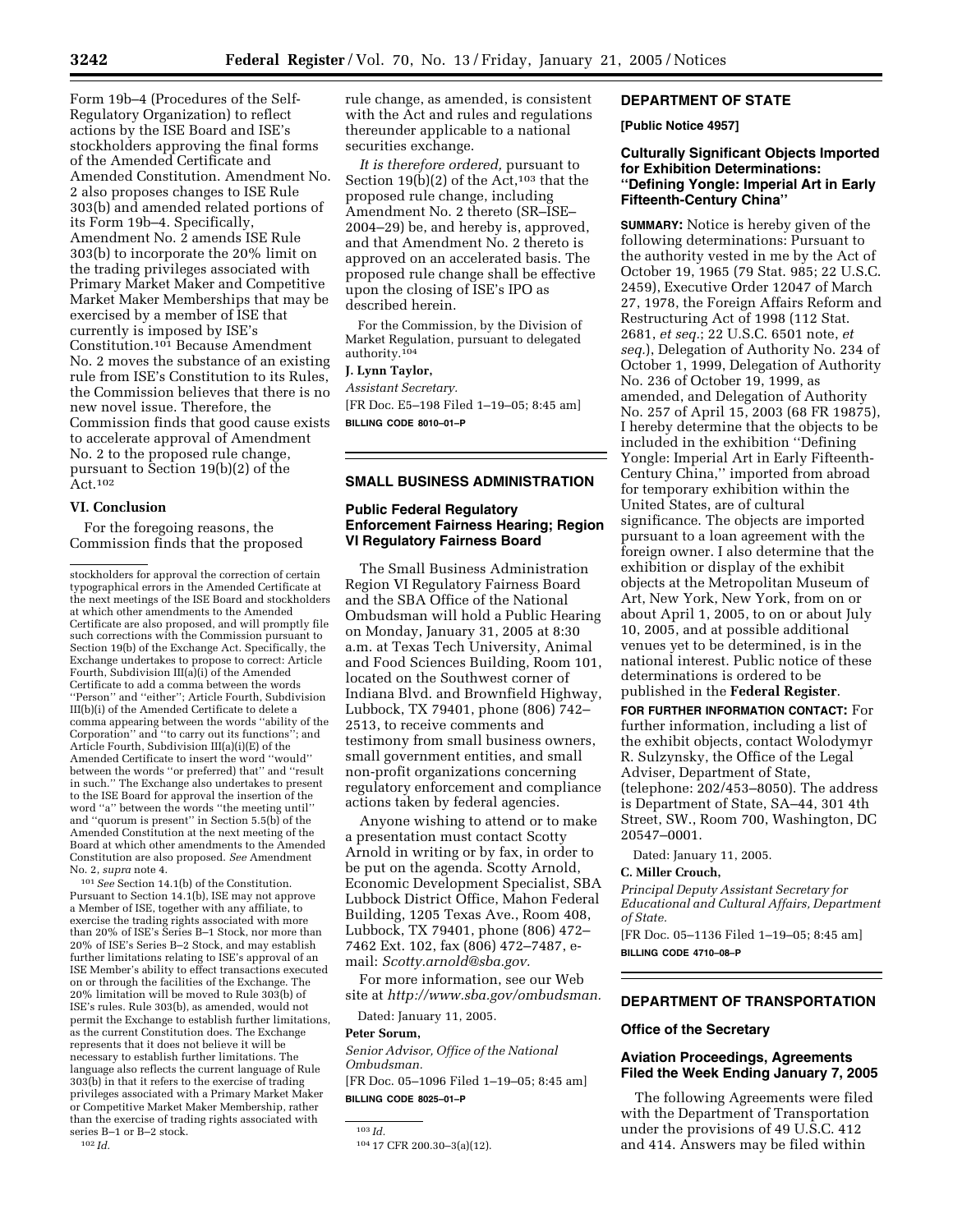Form 19b–4 (Procedures of the Self-Regulatory Organization) to reflect actions by the ISE Board and ISE's stockholders approving the final forms of the Amended Certificate and Amended Constitution. Amendment No. 2 also proposes changes to ISE Rule 303(b) and amended related portions of its Form 19b–4. Specifically, Amendment No. 2 amends ISE Rule 303(b) to incorporate the 20% limit on the trading privileges associated with Primary Market Maker and Competitive Market Maker Memberships that may be exercised by a member of ISE that currently is imposed by ISE's Constitution.[101] Because Amendment No. 2 moves the substance of an existing rule from ISE's Constitution to its Rules, the Commission believes that there is no new novel issue. Therefore, the Commission finds that good cause exists to accelerate approval of Amendment No. 2 to the proposed rule change, pursuant to Section 19(b)(2) of the Act.[102]

## VI. Conclusion

For the foregoing reasons, the Commission finds that the proposed rule change, as amended, is consistent with the Act and rules and regulations thereunder applicable to a national securities exchange.

*It is therefore ordered,* pursuant to Section 19(b)(2) of the Act,[103] that the proposed rule change, including Amendment No. 2 thereto (SR–ISE–2004–29) be, and hereby is, approved, and that Amendment No. 2 thereto is approved on an accelerated basis. The proposed rule change shall be effective upon the closing of ISE's IPO as described herein.

For the Commission, by the Division of Market Regulation, pursuant to delegated authority.[104]

**J. Lynn Taylor,**

*Assistant Secretary.*

[FR Doc. E5–198 Filed 1–19–05; 8:45 am]

**BILLING CODE 8010–01–P**

---

stockholders for approval the correction of certain typographical errors in the Amended Certificate at the next meetings of the ISE Board and stockholders at which other amendments to the Amended Certificate are also proposed, and will promptly file such corrections with the Commission pursuant to Section 19(b) of the Exchange Act. Specifically, the Exchange undertakes to propose to correct: Article Fourth, Subdivision III(a)(i) of the Amended Certificate to add a comma between the words "Person" and "either"; Article Fourth, Subdivision III(b)(i) of the Amended Certificate to delete a comma appearing between the words "ability of the Corporation" and "to carry out its functions"; and Article Fourth, Subdivision III(a)(i)(E) of the Amended Certificate to insert the word "would" between the words "or preferred) that" and "result in such." The Exchange also undertakes to present to the ISE Board for approval the insertion of the word "a" between the words "the meeting until" and "quorum is present" in Section 5.5(b) of the Amended Constitution at the next meeting of the Board at which other amendments to the Amended Constitution are also proposed. *See* Amendment No. 2, *supra* note 4.

[101] *See* Section 14.1(b) of the Constitution. Pursuant to Section 14.1(b), ISE may not approve a Member of ISE, together with any affiliate, to exercise the trading rights associated with more than 20% of ISE's Series B–1 Stock, nor more than 20% of ISE's Series B–2 Stock, and may establish further limitations relating to ISE's approval of an ISE Member's ability to effect transactions executed on or through the facilities of the Exchange. The 20% limitation will be moved to Rule 303(b) of ISE's rules. Rule 303(b), as amended, would not permit the Exchange to establish further limitations, as the current Constitution does. The Exchange represents that it does not believe it will be necessary to establish further limitations. The language also reflects the current language of Rule 303(b) in that it refers to the exercise of trading privileges associated with a Primary Market Maker or Competitive Market Maker Membership, rather than the exercise of trading rights associated with series B–1 or B–2 stock.

[102] *Id.*

[103] *Id.*

[104] 17 CFR 200.30–3(a)(12).

---

## SMALL BUSINESS ADMINISTRATION

### Public Federal Regulatory Enforcement Fairness Hearing; Region VI Regulatory Fairness Board

The Small Business Administration Region VI Regulatory Fairness Board and the SBA Office of the National Ombudsman will hold a Public Hearing on Monday, January 31, 2005 at 8:30 a.m. at Texas Tech University, Animal and Food Sciences Building, Room 101, located on the Southwest corner of Indiana Blvd. and Brownfield Highway, Lubbock, TX 79401, phone (806) 742–2513, to receive comments and testimony from small business owners, small government entities, and small non-profit organizations concerning regulatory enforcement and compliance actions taken by federal agencies.

Anyone wishing to attend or to make a presentation must contact Scotty Arnold in writing or by fax, in order to be put on the agenda. Scotty Arnold, Economic Development Specialist, SBA Lubbock District Office, Mahon Federal Building, 1205 Texas Ave., Room 408, Lubbock, TX 79401, phone (806) 472–7462 Ext. 102, fax (806) 472–7487, e-mail: *Scotty.arnold@sba.gov.*

For more information, see our Web site at *http://www.sba.gov/ombudsman.*

Dated: January 11, 2005.

**Peter Sorum,**

*Senior Advisor, Office of the National Ombudsman.*

[FR Doc. 05–1096 Filed 1–19–05; 8:45 am]

**BILLING CODE 8025–01–P**

---

## DEPARTMENT OF STATE

**[Public Notice 4957]**

### Culturally Significant Objects Imported for Exhibition Determinations: "Defining Yongle: Imperial Art in Early Fifteenth-Century China"

**SUMMARY:** Notice is hereby given of the following determinations: Pursuant to the authority vested in me by the Act of October 19, 1965 (79 Stat. 985; 22 U.S.C. 2459), Executive Order 12047 of March 27, 1978, the Foreign Affairs Reform and Restructuring Act of 1998 (112 Stat. 2681, *et seq.*; 22 U.S.C. 6501 note, *et seq.*), Delegation of Authority No. 234 of October 1, 1999, Delegation of Authority No. 236 of October 19, 1999, as amended, and Delegation of Authority No. 257 of April 15, 2003 (68 FR 19875), I hereby determine that the objects to be included in the exhibition "Defining Yongle: Imperial Art in Early Fifteenth-Century China," imported from abroad for temporary exhibition within the United States, are of cultural significance. The objects are imported pursuant to a loan agreement with the foreign owner. I also determine that the exhibition or display of the exhibit objects at the Metropolitan Museum of Art, New York, New York, from on or about April 1, 2005, to on or about July 10, 2005, and at possible additional venues yet to be determined, is in the national interest. Public notice of these determinations is ordered to be published in the **Federal Register**.

**FOR FURTHER INFORMATION CONTACT:** For further information, including a list of the exhibit objects, contact Wolodymyr R. Sulzynsky, the Office of the Legal Adviser, Department of State, (telephone: 202/453–8050). The address is Department of State, SA–44, 301 4th Street, SW., Room 700, Washington, DC 20547–0001.

Dated: January 11, 2005.

**C. Miller Crouch,**

*Principal Deputy Assistant Secretary for Educational and Cultural Affairs, Department of State.*

[FR Doc. 05–1136 Filed 1–19–05; 8:45 am]

**BILLING CODE 4710–08–P**

---

## DEPARTMENT OF TRANSPORTATION

### Office of the Secretary

### Aviation Proceedings, Agreements Filed the Week Ending January 7, 2005

The following Agreements were filed with the Department of Transportation under the provisions of 49 U.S.C. 412 and 414. Answers may be filed within